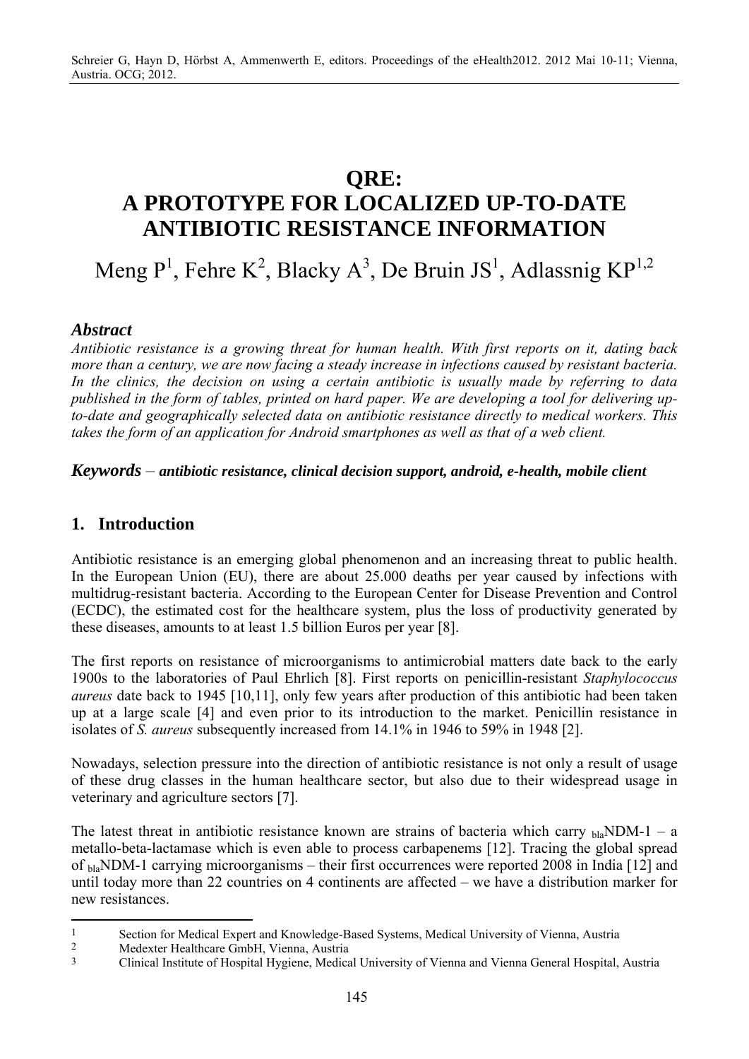Schreier G, Hayn D, Hörbst A, Ammenwerth E, editors. Proceedings of the eHealth2012. 2012 Mai 10-11; Vienna, Austria. OCG; 2012.

# QRE: A PROTOTYPE FOR LOCALIZED UP-TO-DATE ANTIBIOTIC RESISTANCE INFORMATION

Meng P[1], Fehre K[2], Blacky A[3], De Bruin JS[1], Adlassnig KP[1,2]

### *Abstract*

*Antibiotic resistance is a growing threat for human health. With first reports on it, dating back more than a century, we are now facing a steady increase in infections caused by resistant bacteria. In the clinics, the decision on using a certain antibiotic is usually made by referring to data published in the form of tables, printed on hard paper. We are developing a tool for delivering up-to-date and geographically selected data on antibiotic resistance directly to medical workers. This takes the form of an application for Android smartphones as well as that of a web client.*

***Keywords** – **antibiotic resistance, clinical decision support, android, e-health, mobile client***

## 1. Introduction

Antibiotic resistance is an emerging global phenomenon and an increasing threat to public health. In the European Union (EU), there are about 25.000 deaths per year caused by infections with multidrug-resistant bacteria. According to the European Center for Disease Prevention and Control (ECDC), the estimated cost for the healthcare system, plus the loss of productivity generated by these diseases, amounts to at least 1.5 billion Euros per year [8].

The first reports on resistance of microorganisms to antimicrobial matters date back to the early 1900s to the laboratories of Paul Ehrlich [8]. First reports on penicillin-resistant *Staphylococcus aureus* date back to 1945 [10,11], only few years after production of this antibiotic had been taken up at a large scale [4] and even prior to its introduction to the market. Penicillin resistance in isolates of *S. aureus* subsequently increased from 14.1% in 1946 to 59% in 1948 [2].

Nowadays, selection pressure into the direction of antibiotic resistance is not only a result of usage of these drug classes in the human healthcare sector, but also due to their widespread usage in veterinary and agriculture sectors [7].

The latest threat in antibiotic resistance known are strains of bacteria which carry $_{\text{bla}}$NDM-1 – a metallo-beta-lactamase which is even able to process carbapenems [12]. Tracing the global spread of $_{\text{bla}}$NDM-1 carrying microorganisms – their first occurrences were reported 2008 in India [12] and until today more than 22 countries on 4 continents are affected – we have a distribution marker for new resistances.

---

1 Section for Medical Expert and Knowledge-Based Systems, Medical University of Vienna, Austria
2 Medexter Healthcare GmbH, Vienna, Austria
3 Clinical Institute of Hospital Hygiene, Medical University of Vienna and Vienna General Hospital, Austria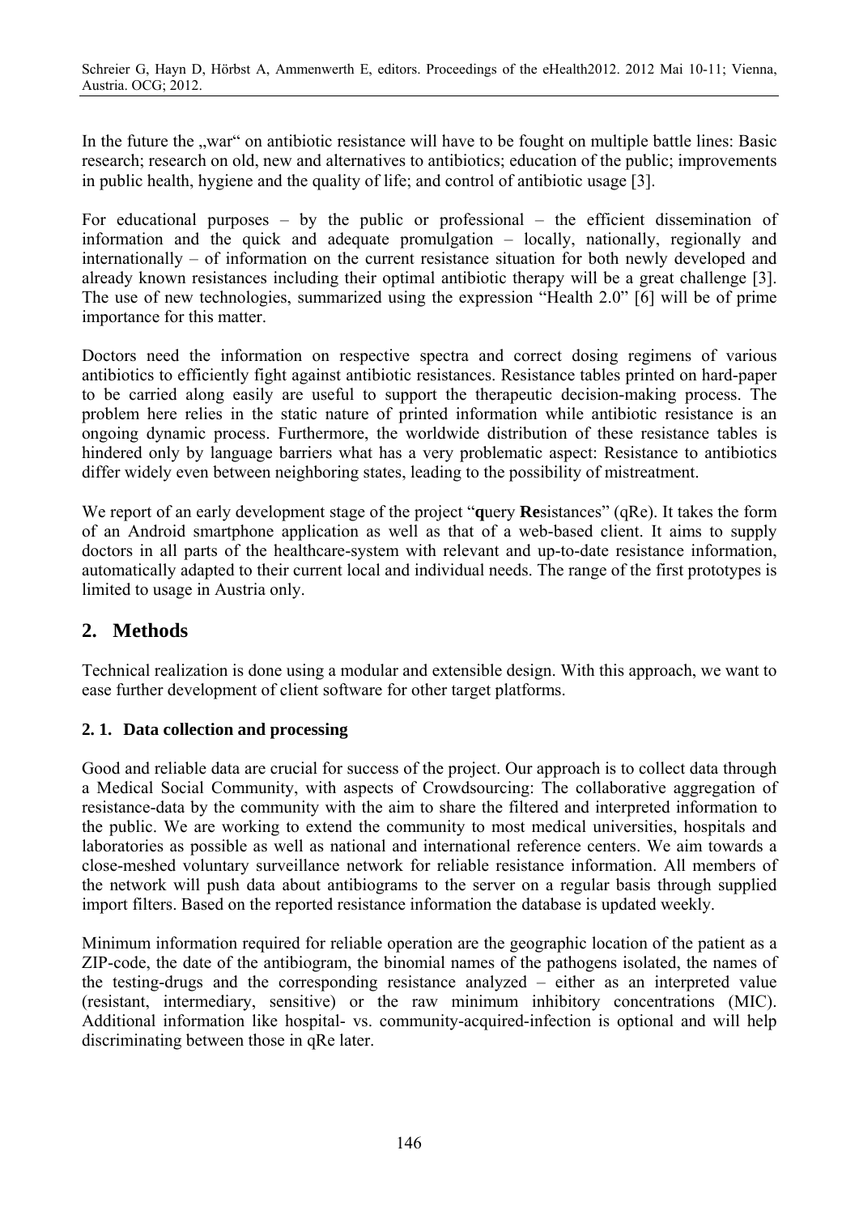In the future the „war" on antibiotic resistance will have to be fought on multiple battle lines: Basic research; research on old, new and alternatives to antibiotics; education of the public; improvements in public health, hygiene and the quality of life; and control of antibiotic usage [3].

For educational purposes – by the public or professional – the efficient dissemination of information and the quick and adequate promulgation – locally, nationally, regionally and internationally – of information on the current resistance situation for both newly developed and already known resistances including their optimal antibiotic therapy will be a great challenge [3]. The use of new technologies, summarized using the expression "Health 2.0" [6] will be of prime importance for this matter.

Doctors need the information on respective spectra and correct dosing regimens of various antibiotics to efficiently fight against antibiotic resistances. Resistance tables printed on hard-paper to be carried along easily are useful to support the therapeutic decision-making process. The problem here relies in the static nature of printed information while antibiotic resistance is an ongoing dynamic process. Furthermore, the worldwide distribution of these resistance tables is hindered only by language barriers what has a very problematic aspect: Resistance to antibiotics differ widely even between neighboring states, leading to the possibility of mistreatment.

We report of an early development stage of the project "**q**uery **Re**sistances" (qRe). It takes the form of an Android smartphone application as well as that of a web-based client. It aims to supply doctors in all parts of the healthcare-system with relevant and up-to-date resistance information, automatically adapted to their current local and individual needs. The range of the first prototypes is limited to usage in Austria only.

## 2. Methods

Technical realization is done using a modular and extensible design. With this approach, we want to ease further development of client software for other target platforms.

### 2. 1. Data collection and processing

Good and reliable data are crucial for success of the project. Our approach is to collect data through a Medical Social Community, with aspects of Crowdsourcing: The collaborative aggregation of resistance-data by the community with the aim to share the filtered and interpreted information to the public. We are working to extend the community to most medical universities, hospitals and laboratories as possible as well as national and international reference centers. We aim towards a close-meshed voluntary surveillance network for reliable resistance information. All members of the network will push data about antibiograms to the server on a regular basis through supplied import filters. Based on the reported resistance information the database is updated weekly.

Minimum information required for reliable operation are the geographic location of the patient as a ZIP-code, the date of the antibiogram, the binomial names of the pathogens isolated, the names of the testing-drugs and the corresponding resistance analyzed – either as an interpreted value (resistant, intermediary, sensitive) or the raw minimum inhibitory concentrations (MIC). Additional information like hospital- vs. community-acquired-infection is optional and will help discriminating between those in qRe later.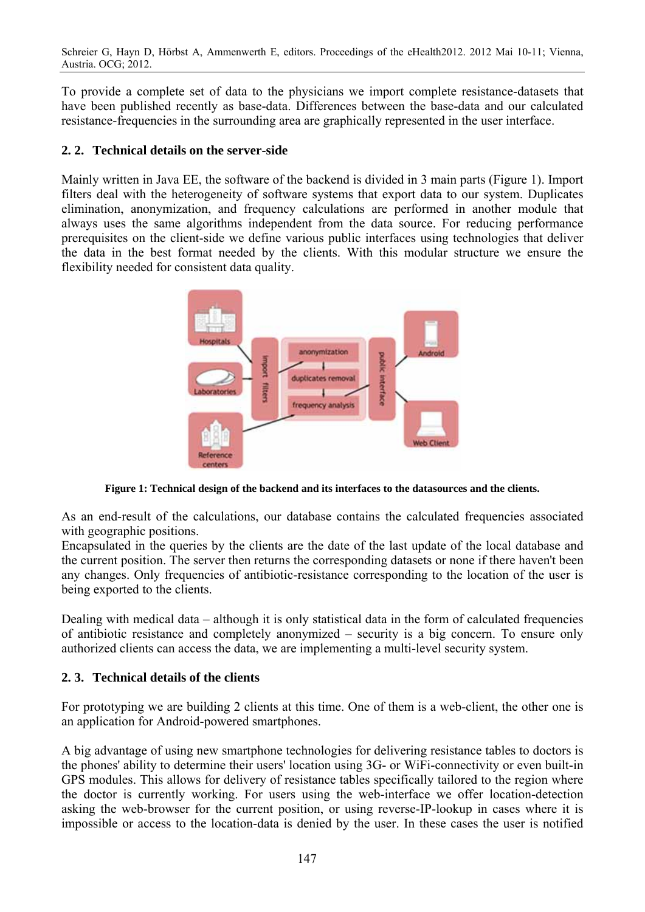To provide a complete set of data to the physicians we import complete resistance-datasets that have been published recently as base-data. Differences between the base-data and our calculated resistance-frequencies in the surrounding area are graphically represented in the user interface.

### 2. 2. Technical details on the server-side

Mainly written in Java EE, the software of the backend is divided in 3 main parts (Figure 1). Import filters deal with the heterogeneity of software systems that export data to our system. Duplicates elimination, anonymization, and frequency calculations are performed in another module that always uses the same algorithms independent from the data source. For reducing performance prerequisites on the client-side we define various public interfaces using technologies that deliver the data in the best format needed by the clients. With this modular structure we ensure the flexibility needed for consistent data quality.

**Figure 1: Technical design of the backend and its interfaces to the datasources and the clients.**

As an end-result of the calculations, our database contains the calculated frequencies associated with geographic positions.
Encapsulated in the queries by the clients are the date of the last update of the local database and the current position. The server then returns the corresponding datasets or none if there haven't been any changes. Only frequencies of antibiotic-resistance corresponding to the location of the user is being exported to the clients.

Dealing with medical data – although it is only statistical data in the form of calculated frequencies of antibiotic resistance and completely anonymized – security is a big concern. To ensure only authorized clients can access the data, we are implementing a multi-level security system.

### 2. 3. Technical details of the clients

For prototyping we are building 2 clients at this time. One of them is a web-client, the other one is an application for Android-powered smartphones.

A big advantage of using new smartphone technologies for delivering resistance tables to doctors is the phones' ability to determine their users' location using 3G- or WiFi-connectivity or even built-in GPS modules. This allows for delivery of resistance tables specifically tailored to the region where the doctor is currently working. For users using the web-interface we offer location-detection asking the web-browser for the current position, or using reverse-IP-lookup in cases where it is impossible or access to the location-data is denied by the user. In these cases the user is notified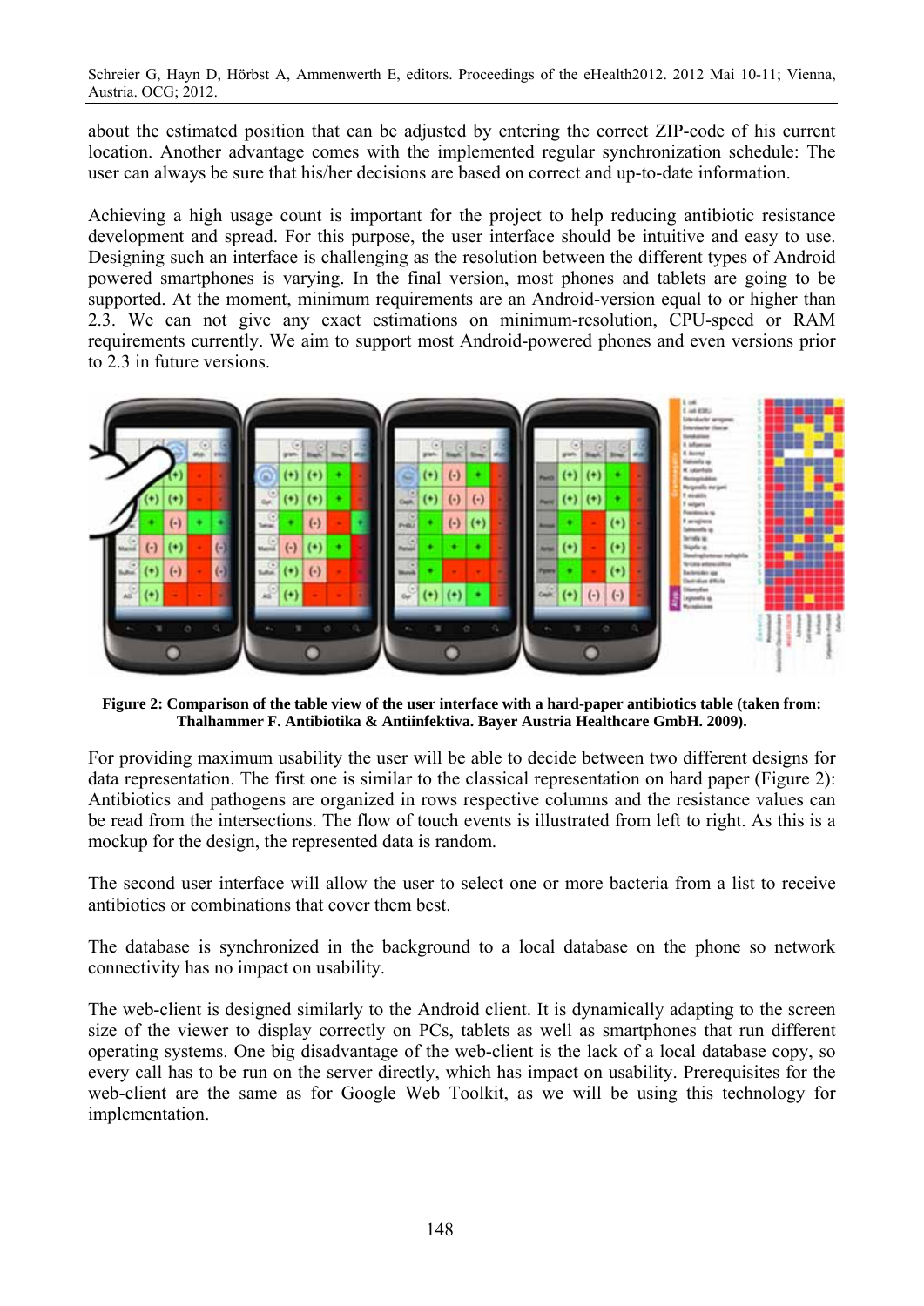about the estimated position that can be adjusted by entering the correct ZIP-code of his current location. Another advantage comes with the implemented regular synchronization schedule: The user can always be sure that his/her decisions are based on correct and up-to-date information.

Achieving a high usage count is important for the project to help reducing antibiotic resistance development and spread. For this purpose, the user interface should be intuitive and easy to use. Designing such an interface is challenging as the resolution between the different types of Android powered smartphones is varying. In the final version, most phones and tablets are going to be supported. At the moment, minimum requirements are an Android-version equal to or higher than 2.3. We can not give any exact estimations on minimum-resolution, CPU-speed or RAM requirements currently. We aim to support most Android-powered phones and even versions prior to 2.3 in future versions.

**Figure 2: Comparison of the table view of the user interface with a hard-paper antibiotics table (taken from: Thalhammer F. Antibiotika & Antiinfektiva. Bayer Austria Healthcare GmbH. 2009).**

For providing maximum usability the user will be able to decide between two different designs for data representation. The first one is similar to the classical representation on hard paper (Figure 2): Antibiotics and pathogens are organized in rows respective columns and the resistance values can be read from the intersections. The flow of touch events is illustrated from left to right. As this is a mockup for the design, the represented data is random.

The second user interface will allow the user to select one or more bacteria from a list to receive antibiotics or combinations that cover them best.

The database is synchronized in the background to a local database on the phone so network connectivity has no impact on usability.

The web-client is designed similarly to the Android client. It is dynamically adapting to the screen size of the viewer to display correctly on PCs, tablets as well as smartphones that run different operating systems. One big disadvantage of the web-client is the lack of a local database copy, so every call has to be run on the server directly, which has impact on usability. Prerequisites for the web-client are the same as for Google Web Toolkit, as we will be using this technology for implementation.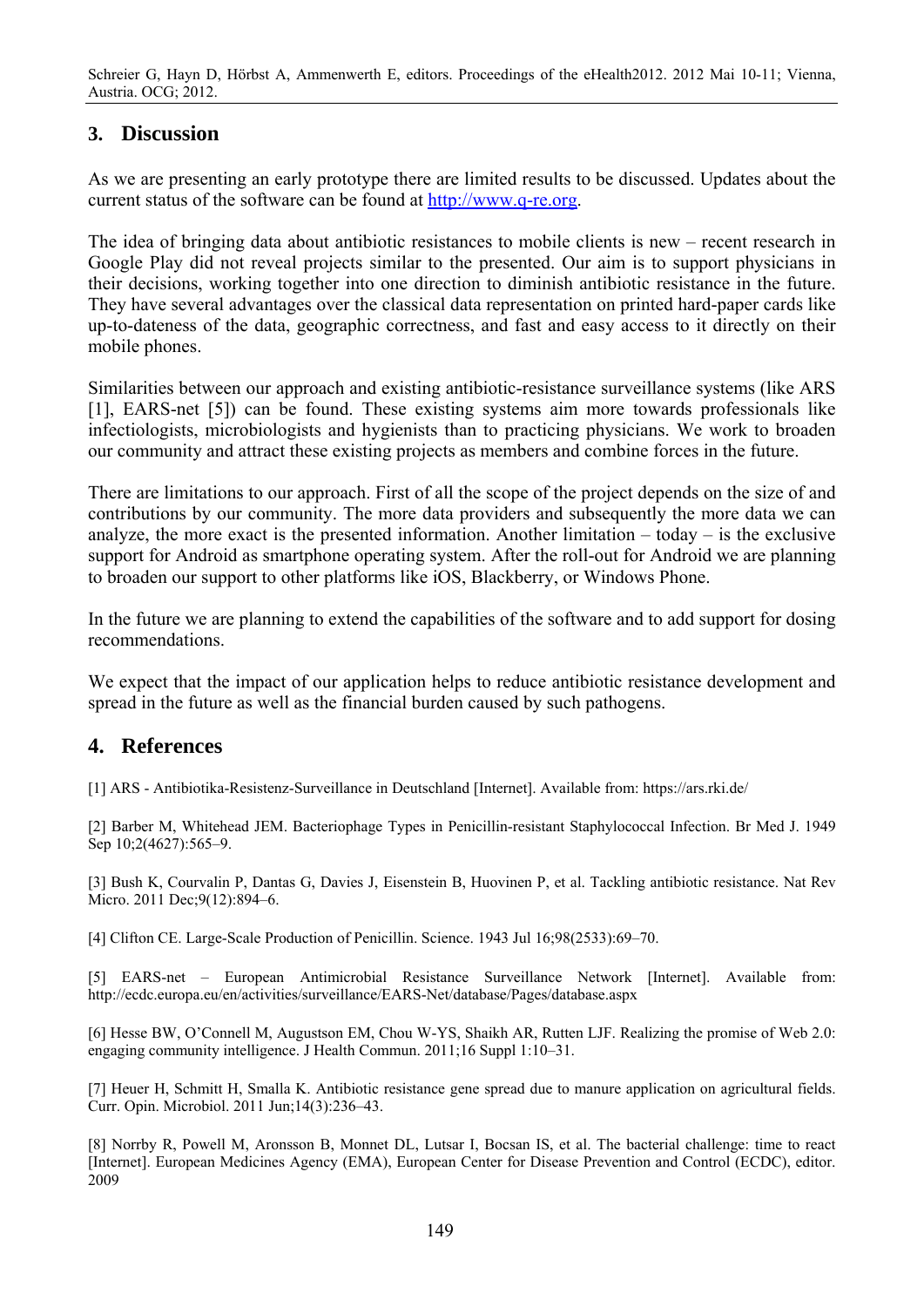## 3. Discussion

As we are presenting an early prototype there are limited results to be discussed. Updates about the current status of the software can be found at http://www.q-re.org.

The idea of bringing data about antibiotic resistances to mobile clients is new – recent research in Google Play did not reveal projects similar to the presented. Our aim is to support physicians in their decisions, working together into one direction to diminish antibiotic resistance in the future. They have several advantages over the classical data representation on printed hard-paper cards like up-to-dateness of the data, geographic correctness, and fast and easy access to it directly on their mobile phones.

Similarities between our approach and existing antibiotic-resistance surveillance systems (like ARS [1], EARS-net [5]) can be found. These existing systems aim more towards professionals like infectiologists, microbiologists and hygienists than to practicing physicians. We work to broaden our community and attract these existing projects as members and combine forces in the future.

There are limitations to our approach. First of all the scope of the project depends on the size of and contributions by our community. The more data providers and subsequently the more data we can analyze, the more exact is the presented information. Another limitation – today – is the exclusive support for Android as smartphone operating system. After the roll-out for Android we are planning to broaden our support to other platforms like iOS, Blackberry, or Windows Phone.

In the future we are planning to extend the capabilities of the software and to add support for dosing recommendations.

We expect that the impact of our application helps to reduce antibiotic resistance development and spread in the future as well as the financial burden caused by such pathogens.

## 4. References

[1] ARS - Antibiotika-Resistenz-Surveillance in Deutschland [Internet]. Available from: https://ars.rki.de/

[2] Barber M, Whitehead JEM. Bacteriophage Types in Penicillin-resistant Staphylococcal Infection. Br Med J. 1949 Sep 10;2(4627):565–9.

[3] Bush K, Courvalin P, Dantas G, Davies J, Eisenstein B, Huovinen P, et al. Tackling antibiotic resistance. Nat Rev Micro. 2011 Dec;9(12):894–6.

[4] Clifton CE. Large-Scale Production of Penicillin. Science. 1943 Jul 16;98(2533):69–70.

[5] EARS-net – European Antimicrobial Resistance Surveillance Network [Internet]. Available from: http://ecdc.europa.eu/en/activities/surveillance/EARS-Net/database/Pages/database.aspx

[6] Hesse BW, O'Connell M, Augustson EM, Chou W-YS, Shaikh AR, Rutten LJF. Realizing the promise of Web 2.0: engaging community intelligence. J Health Commun. 2011;16 Suppl 1:10–31.

[7] Heuer H, Schmitt H, Smalla K. Antibiotic resistance gene spread due to manure application on agricultural fields. Curr. Opin. Microbiol. 2011 Jun;14(3):236–43.

[8] Norrby R, Powell M, Aronsson B, Monnet DL, Lutsar I, Bocsan IS, et al. The bacterial challenge: time to react [Internet]. European Medicines Agency (EMA), European Center for Disease Prevention and Control (ECDC), editor. 2009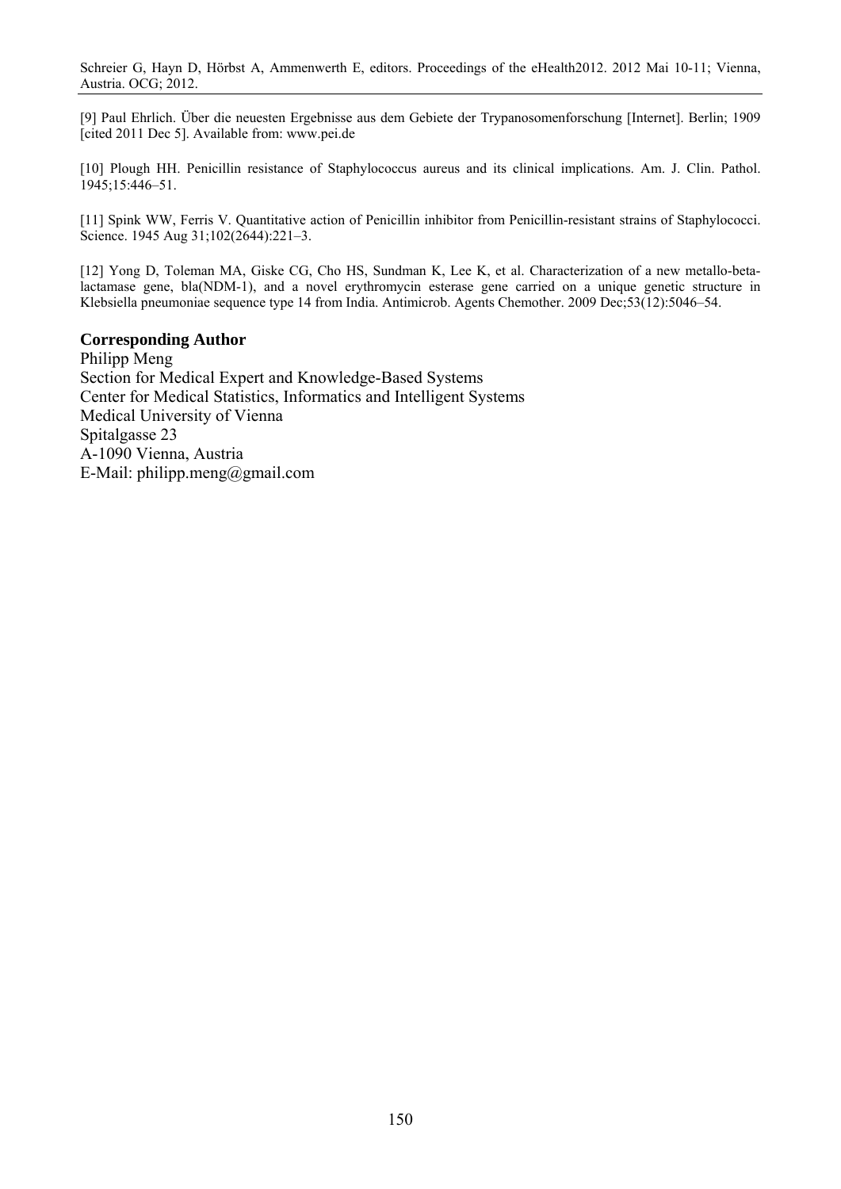[9] Paul Ehrlich. Über die neuesten Ergebnisse aus dem Gebiete der Trypanosomenforschung [Internet]. Berlin; 1909 [cited 2011 Dec 5]. Available from: www.pei.de

[10] Plough HH. Penicillin resistance of Staphylococcus aureus and its clinical implications. Am. J. Clin. Pathol. 1945;15:446–51.

[11] Spink WW, Ferris V. Quantitative action of Penicillin inhibitor from Penicillin-resistant strains of Staphylococci. Science. 1945 Aug 31;102(2644):221–3.

[12] Yong D, Toleman MA, Giske CG, Cho HS, Sundman K, Lee K, et al. Characterization of a new metallo-beta-lactamase gene, bla(NDM-1), and a novel erythromycin esterase gene carried on a unique genetic structure in Klebsiella pneumoniae sequence type 14 from India. Antimicrob. Agents Chemother. 2009 Dec;53(12):5046–54.

**Corresponding Author**

Philipp Meng
Section for Medical Expert and Knowledge-Based Systems
Center for Medical Statistics, Informatics and Intelligent Systems
Medical University of Vienna
Spitalgasse 23
A-1090 Vienna, Austria
E-Mail: philipp.meng@gmail.com